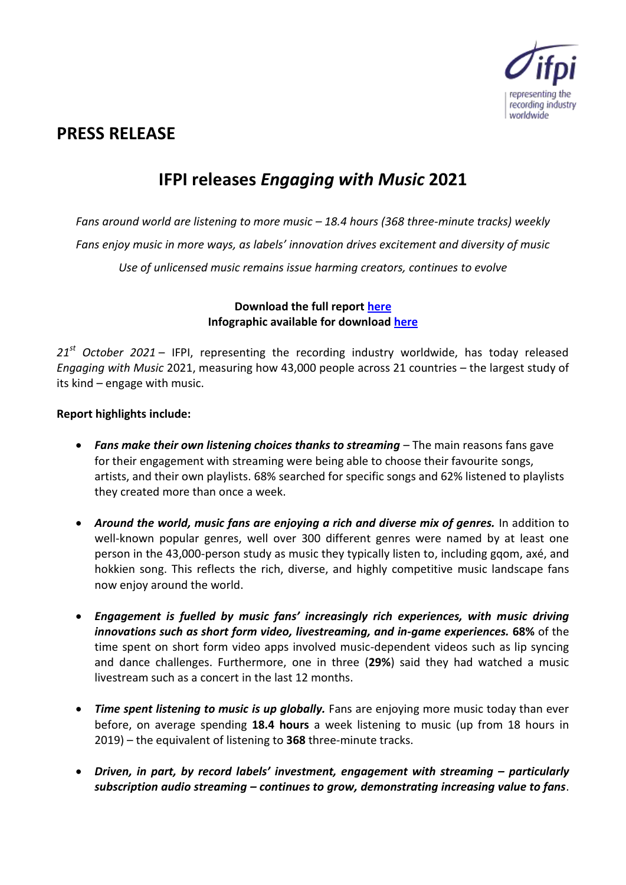# PRESS RELEASE

## IFPI releases *Engaging with Music* 2021

*Fans around world are listening to more music – 18.4 hours (368 three-minute tracks) weekly*

*Fans enjoy music in more ways, as labels' innovation drives excitement and diversity of music*

*Use of unlicensed music remains issue harming creators, continues to evolve*

**Download the full report here**
**Infographic available for download here**

*21st October 2021* – IFPI, representing the recording industry worldwide, has today released *Engaging with Music* 2021, measuring how 43,000 people across 21 countries – the largest study of its kind – engage with music.

**Report highlights include:**

- ***Fans make their own listening choices thanks to streaming*** – The main reasons fans gave for their engagement with streaming were being able to choose their favourite songs, artists, and their own playlists. 68% searched for specific songs and 62% listened to playlists they created more than once a week.

- ***Around the world, music fans are enjoying a rich and diverse mix of genres.*** In addition to well-known popular genres, well over 300 different genres were named by at least one person in the 43,000-person study as music they typically listen to, including gqom, axé, and hokkien song. This reflects the rich, diverse, and highly competitive music landscape fans now enjoy around the world.

- ***Engagement is fuelled by music fans' increasingly rich experiences, with music driving innovations such as short form video, livestreaming, and in-game experiences.*** **68%** of the time spent on short form video apps involved music-dependent videos such as lip syncing and dance challenges. Furthermore, one in three (**29%**) said they had watched a music livestream such as a concert in the last 12 months.

- ***Time spent listening to music is up globally.*** Fans are enjoying more music today than ever before, on average spending **18.4 hours** a week listening to music (up from 18 hours in 2019) – the equivalent of listening to **368** three-minute tracks.

- ***Driven, in part, by record labels' investment, engagement with streaming – particularly subscription audio streaming – continues to grow, demonstrating increasing value to fans***.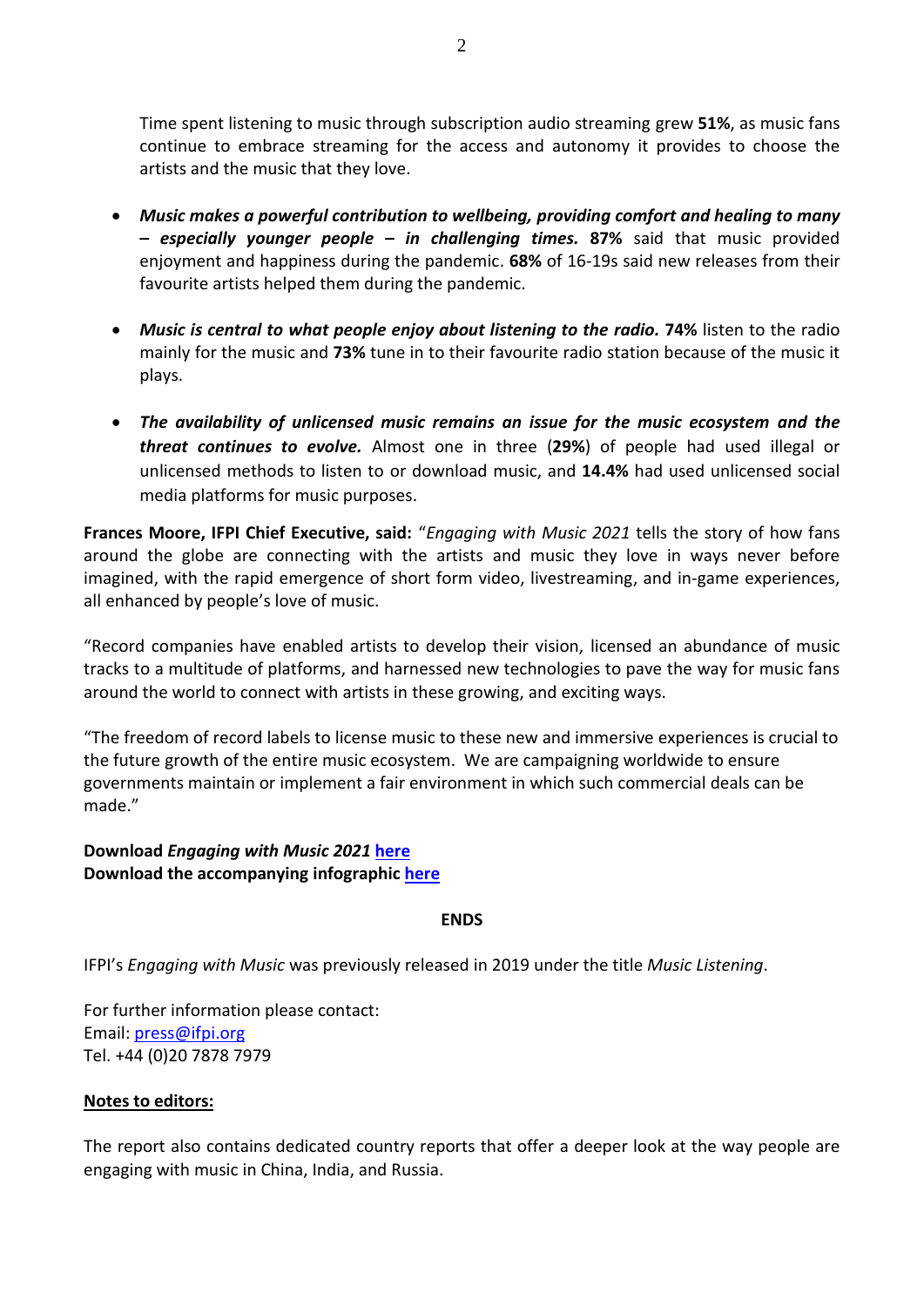Time spent listening to music through subscription audio streaming grew **51%**, as music fans continue to embrace streaming for the access and autonomy it provides to choose the artists and the music that they love.

- ***Music makes a powerful contribution to wellbeing, providing comfort and healing to many – especially younger people – in challenging times.*** **87%** said that music provided enjoyment and happiness during the pandemic. **68%** of 16-19s said new releases from their favourite artists helped them during the pandemic.

- ***Music is central to what people enjoy about listening to the radio.*** **74%** listen to the radio mainly for the music and **73%** tune in to their favourite radio station because of the music it plays.

- ***The availability of unlicensed music remains an issue for the music ecosystem and the threat continues to evolve.*** Almost one in three (**29%**) of people had used illegal or unlicensed methods to listen to or download music, and **14.4%** had used unlicensed social media platforms for music purposes.

**Frances Moore, IFPI Chief Executive, said:** "*Engaging with Music 2021* tells the story of how fans around the globe are connecting with the artists and music they love in ways never before imagined, with the rapid emergence of short form video, livestreaming, and in-game experiences, all enhanced by people's love of music.

"Record companies have enabled artists to develop their vision, licensed an abundance of music tracks to a multitude of platforms, and harnessed new technologies to pave the way for music fans around the world to connect with artists in these growing, and exciting ways.

"The freedom of record labels to license music to these new and immersive experiences is crucial to the future growth of the entire music ecosystem. We are campaigning worldwide to ensure governments maintain or implement a fair environment in which such commercial deals can be made."

**Download *Engaging with Music 2021* here**
**Download the accompanying infographic here**

**ENDS**

IFPI's *Engaging with Music* was previously released in 2019 under the title *Music Listening*.

For further information please contact:
Email: press@ifpi.org
Tel. +44 (0)20 7878 7979

**Notes to editors:**

The report also contains dedicated country reports that offer a deeper look at the way people are engaging with music in China, India, and Russia.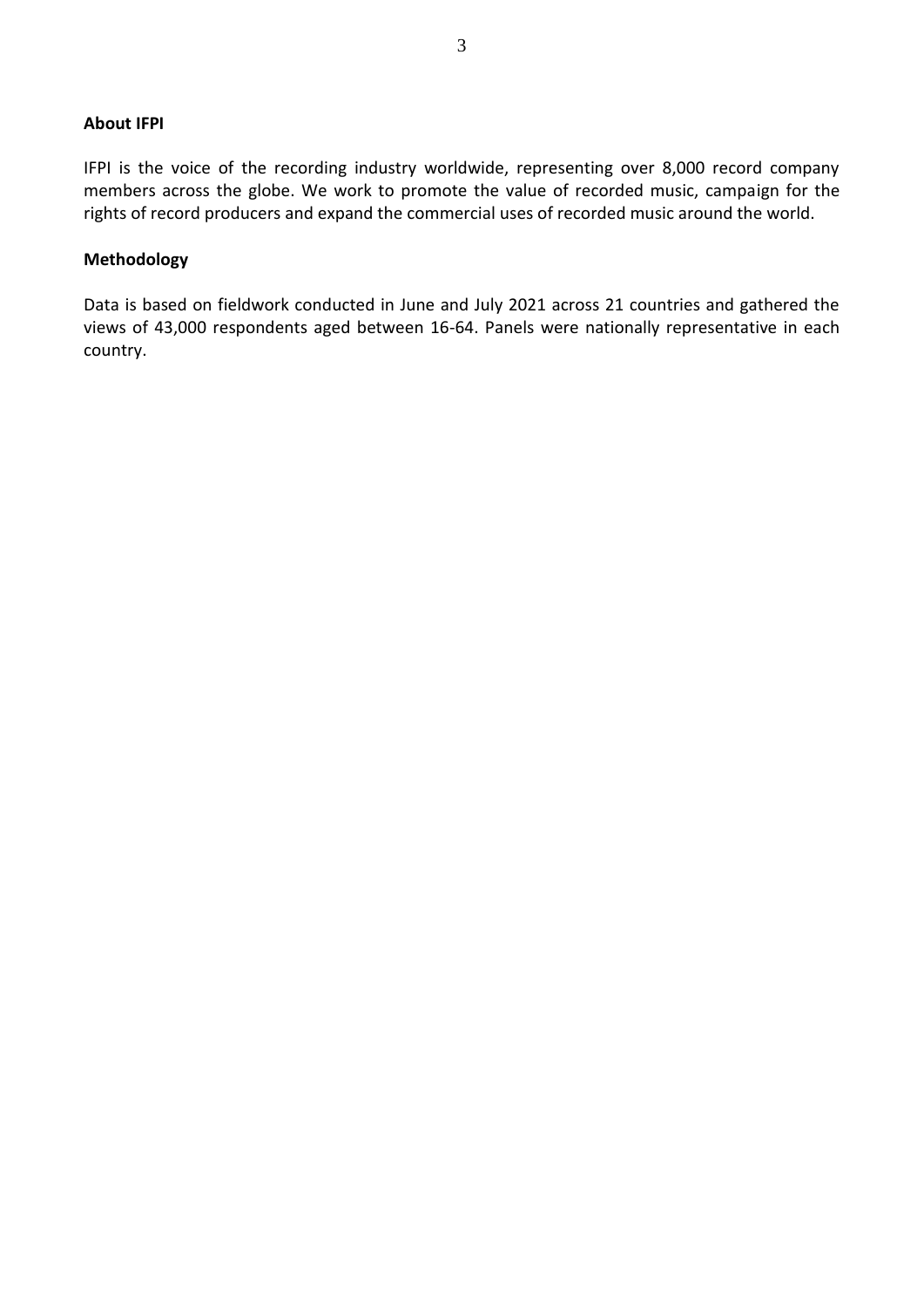**About IFPI**

IFPI is the voice of the recording industry worldwide, representing over 8,000 record company members across the globe. We work to promote the value of recorded music, campaign for the rights of record producers and expand the commercial uses of recorded music around the world.

**Methodology**

Data is based on fieldwork conducted in June and July 2021 across 21 countries and gathered the views of 43,000 respondents aged between 16-64. Panels were nationally representative in each country.